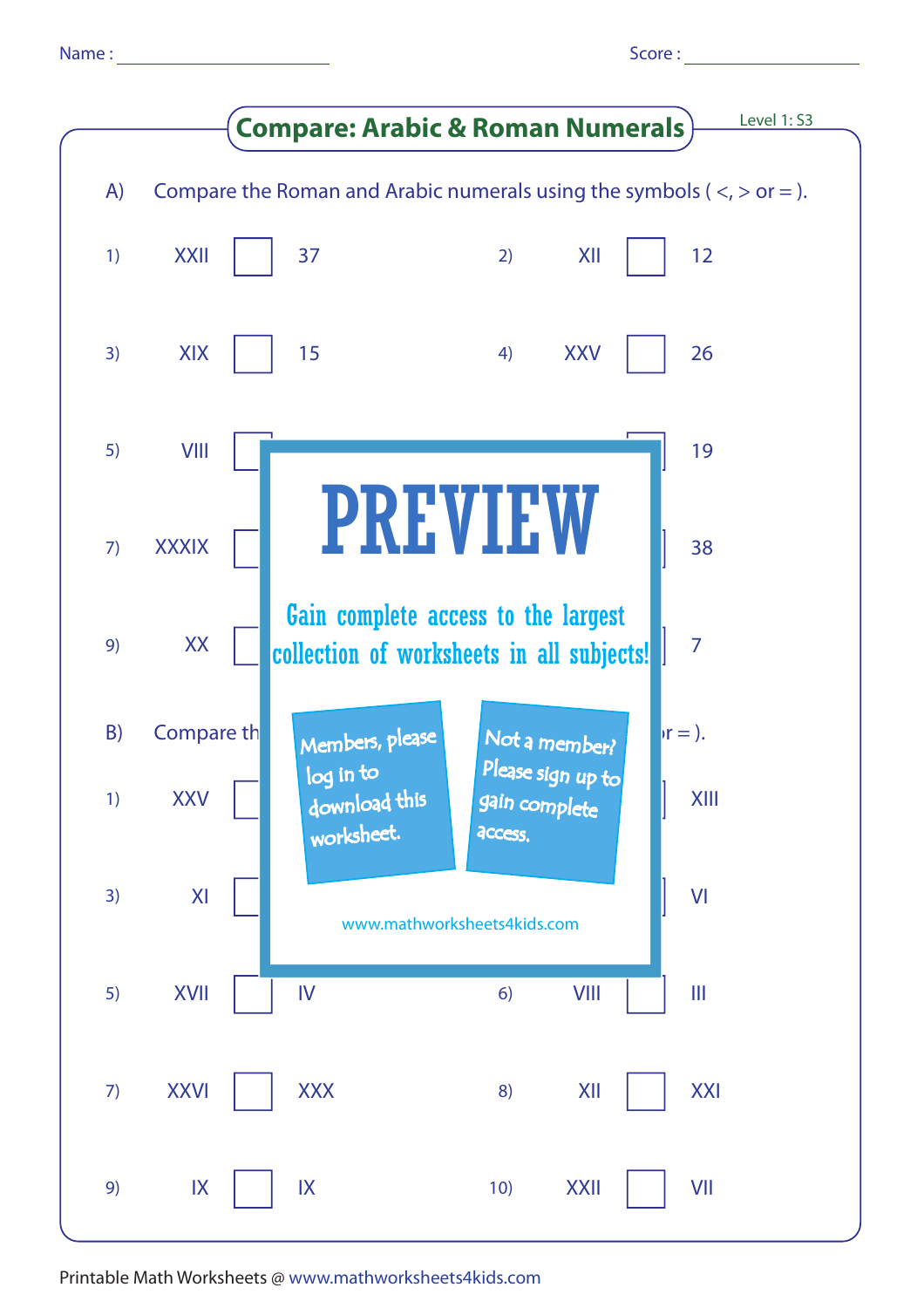Name : ____________________ Score : ____________________

## Compare: Arabic & Roman Numerals

Level 1: S3

A) Compare the Roman and Arabic numerals using the symbols ( <, > or = ).

1) XXII ☐ 37

2) XII ☐ 12

3) XIX ☐ 15

4) XXV ☐ 26

5) VIII ☐

19

7) XXXIX ☐

38

9) XX ☐

7

PREVIEW

Gain complete access to the largest collection of worksheets in all subjects!

Members, please log in to download this worksheet.

Not a member? Please sign up to gain complete access.

www.mathworksheets4kids.com

B) Compare th … r = ).

1) XXV ☐

XIII

3) XI ☐

VI

5) XVII ☐ IV

6) VIII ☐ III

7) XXVI ☐ XXX

8) XII ☐ XXI

9) IX ☐ IX

10) XXII ☐ VII

Printable Math Worksheets @ www.mathworksheets4kids.com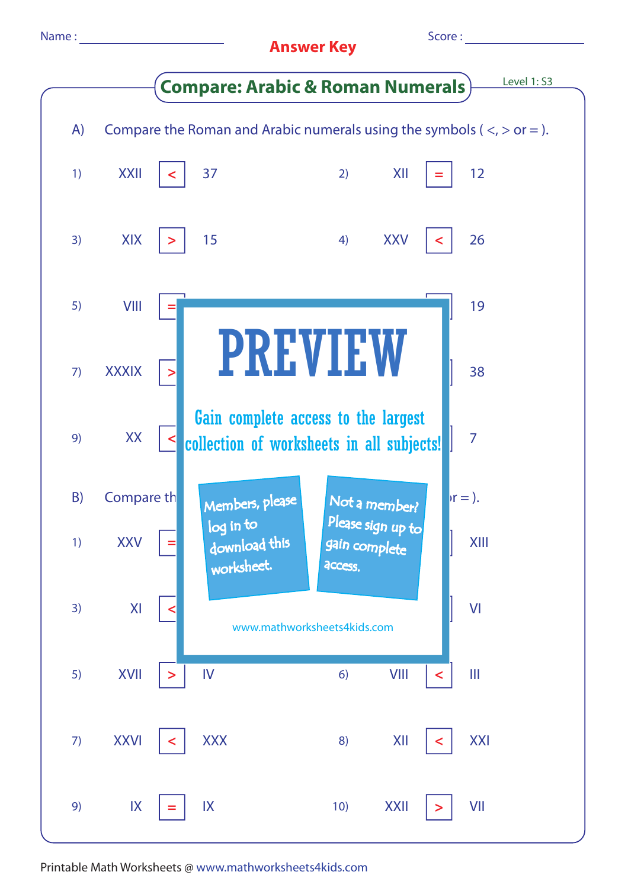Name : ____________________ **Answer Key** Score : ____________________

## Compare: Arabic & Roman Numerals

Level 1: S3

A) Compare the Roman and Arabic numerals using the symbols ( <, > or = ).

1) XXII < 37 2) XII = 12

3) XIX > 15 4) XXV < 26

5) VIII = 19

7) XXXIX > 38

9) XX < 7

PREVIEW

Gain complete access to the largest collection of worksheets in all subjects!

Members, please log in to download this worksheet.

Not a member? Please sign up to gain complete access.

www.mathworksheets4kids.com

B) Compare th r = ).

1) XXV = XIII

3) XI < VI

5) XVII > IV 6) VIII < III

7) XXVI < XXX 8) XII < XXI

9) IX = IX 10) XXII > VII

Printable Math Worksheets @ www.mathworksheets4kids.com